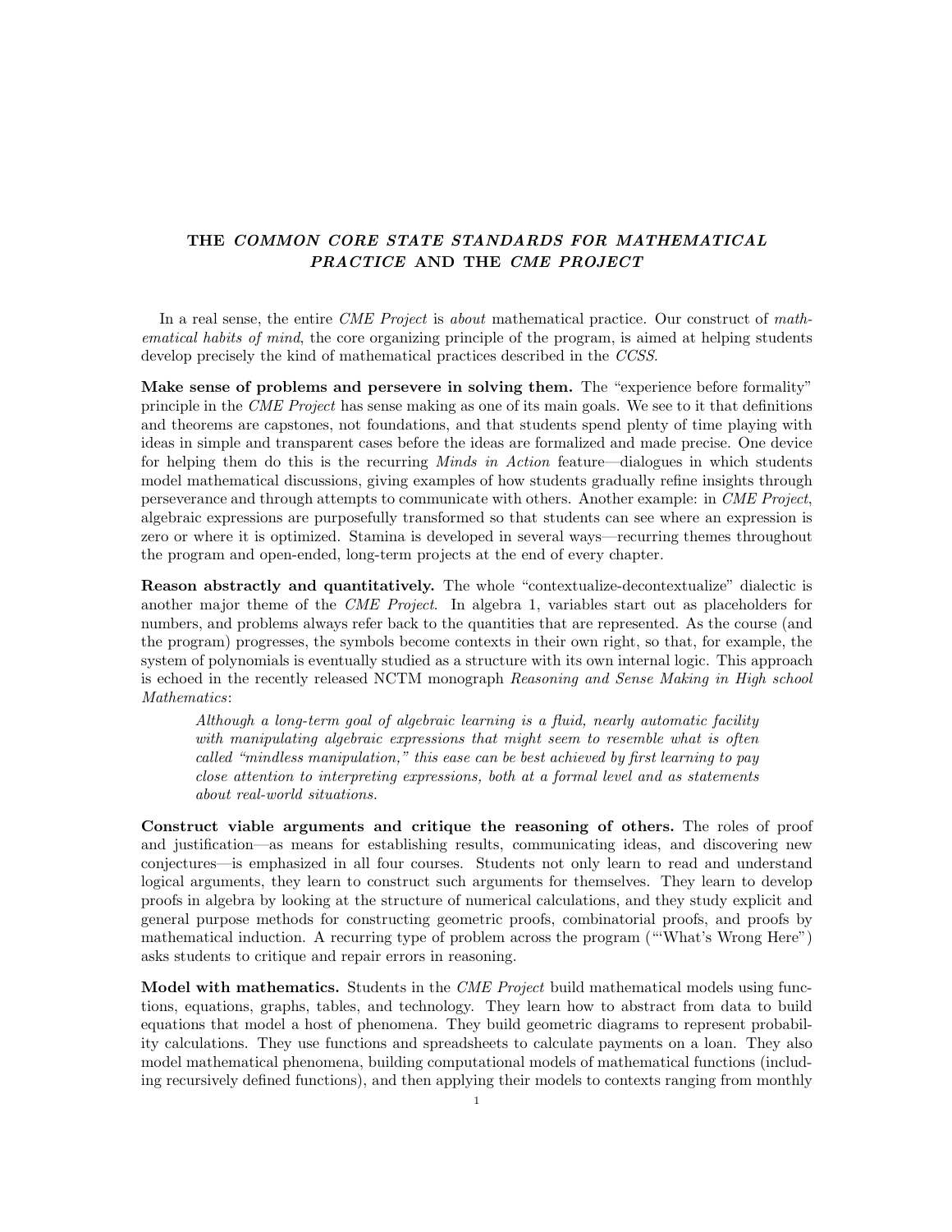# THE *COMMON CORE STATE STANDARDS FOR MATHEMATICAL PRACTICE* AND THE *CME PROJECT*

In a real sense, the entire *CME Project* is *about* mathematical practice. Our construct of *mathematical habits of mind*, the core organizing principle of the program, is aimed at helping students develop precisely the kind of mathematical practices described in the *CCSS*.

**Make sense of problems and persevere in solving them.** The "experience before formality" principle in the *CME Project* has sense making as one of its main goals. We see to it that definitions and theorems are capstones, not foundations, and that students spend plenty of time playing with ideas in simple and transparent cases before the ideas are formalized and made precise. One device for helping them do this is the recurring *Minds in Action* feature—dialogues in which students model mathematical discussions, giving examples of how students gradually refine insights through perseverance and through attempts to communicate with others. Another example: in *CME Project*, algebraic expressions are purposefully transformed so that students can see where an expression is zero or where it is optimized. Stamina is developed in several ways—recurring themes throughout the program and open-ended, long-term projects at the end of every chapter.

**Reason abstractly and quantitatively.** The whole "contextualize-decontextualize" dialectic is another major theme of the *CME Project*. In algebra 1, variables start out as placeholders for numbers, and problems always refer back to the quantities that are represented. As the course (and the program) progresses, the symbols become contexts in their own right, so that, for example, the system of polynomials is eventually studied as a structure with its own internal logic. This approach is echoed in the recently released NCTM monograph *Reasoning and Sense Making in High school Mathematics*:

> *Although a long-term goal of algebraic learning is a fluid, nearly automatic facility with manipulating algebraic expressions that might seem to resemble what is often called "mindless manipulation," this ease can be best achieved by first learning to pay close attention to interpreting expressions, both at a formal level and as statements about real-world situations.*

**Construct viable arguments and critique the reasoning of others.** The roles of proof and justification—as means for establishing results, communicating ideas, and discovering new conjectures—is emphasized in all four courses. Students not only learn to read and understand logical arguments, they learn to construct such arguments for themselves. They learn to develop proofs in algebra by looking at the structure of numerical calculations, and they study explicit and general purpose methods for constructing geometric proofs, combinatorial proofs, and proofs by mathematical induction. A recurring type of problem across the program ("'What's Wrong Here") asks students to critique and repair errors in reasoning.

**Model with mathematics.** Students in the *CME Project* build mathematical models using functions, equations, graphs, tables, and technology. They learn how to abstract from data to build equations that model a host of phenomena. They build geometric diagrams to represent probability calculations. They use functions and spreadsheets to calculate payments on a loan. They also model mathematical phenomena, building computational models of mathematical functions (including recursively defined functions), and then applying their models to contexts ranging from monthly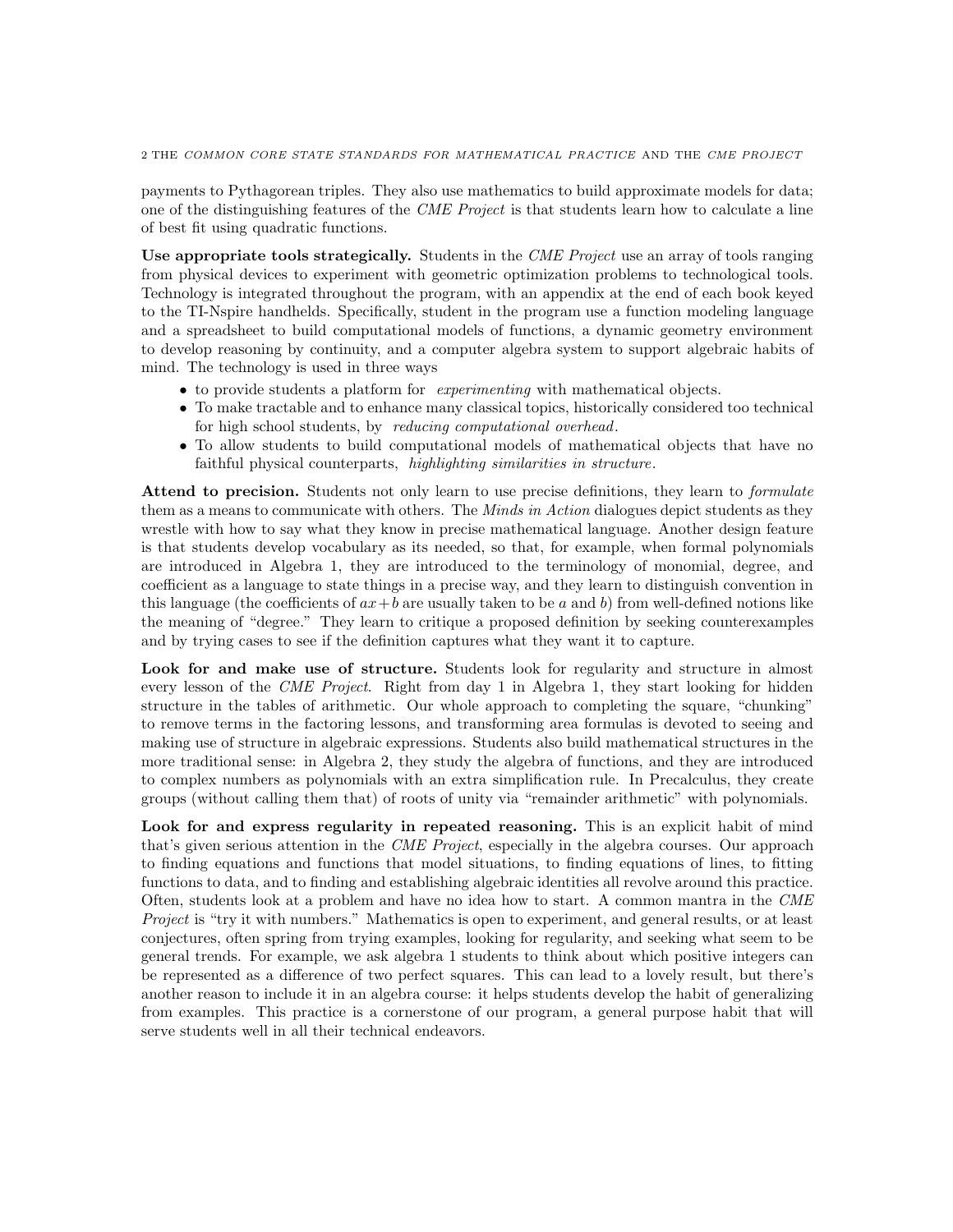payments to Pythagorean triples. They also use mathematics to build approximate models for data; one of the distinguishing features of the *CME Project* is that students learn how to calculate a line of best fit using quadratic functions.

**Use appropriate tools strategically.** Students in the *CME Project* use an array of tools ranging from physical devices to experiment with geometric optimization problems to technological tools. Technology is integrated throughout the program, with an appendix at the end of each book keyed to the TI-Nspire handhelds. Specifically, student in the program use a function modeling language and a spreadsheet to build computational models of functions, a dynamic geometry environment to develop reasoning by continuity, and a computer algebra system to support algebraic habits of mind. The technology is used in three ways

- to provide students a platform for *experimenting* with mathematical objects.
- To make tractable and to enhance many classical topics, historically considered too technical for high school students, by *reducing computational overhead*.
- To allow students to build computational models of mathematical objects that have no faithful physical counterparts, *highlighting similarities in structure*.

**Attend to precision.** Students not only learn to use precise definitions, they learn to *formulate* them as a means to communicate with others. The *Minds in Action* dialogues depict students as they wrestle with how to say what they know in precise mathematical language. Another design feature is that students develop vocabulary as its needed, so that, for example, when formal polynomials are introduced in Algebra 1, they are introduced to the terminology of monomial, degree, and coefficient as a language to state things in a precise way, and they learn to distinguish convention in this language (the coefficients of $ax+b$ are usually taken to be $a$ and $b$) from well-defined notions like the meaning of "degree." They learn to critique a proposed definition by seeking counterexamples and by trying cases to see if the definition captures what they want it to capture.

**Look for and make use of structure.** Students look for regularity and structure in almost every lesson of the *CME Project*. Right from day 1 in Algebra 1, they start looking for hidden structure in the tables of arithmetic. Our whole approach to completing the square, "chunking" to remove terms in the factoring lessons, and transforming area formulas is devoted to seeing and making use of structure in algebraic expressions. Students also build mathematical structures in the more traditional sense: in Algebra 2, they study the algebra of functions, and they are introduced to complex numbers as polynomials with an extra simplification rule. In Precalculus, they create groups (without calling them that) of roots of unity via "remainder arithmetic" with polynomials.

**Look for and express regularity in repeated reasoning.** This is an explicit habit of mind that's given serious attention in the *CME Project*, especially in the algebra courses. Our approach to finding equations and functions that model situations, to finding equations of lines, to fitting functions to data, and to finding and establishing algebraic identities all revolve around this practice. Often, students look at a problem and have no idea how to start. A common mantra in the *CME Project* is "try it with numbers." Mathematics is open to experiment, and general results, or at least conjectures, often spring from trying examples, looking for regularity, and seeking what seem to be general trends. For example, we ask algebra 1 students to think about which positive integers can be represented as a difference of two perfect squares. This can lead to a lovely result, but there's another reason to include it in an algebra course: it helps students develop the habit of generalizing from examples. This practice is a cornerstone of our program, a general purpose habit that will serve students well in all their technical endeavors.